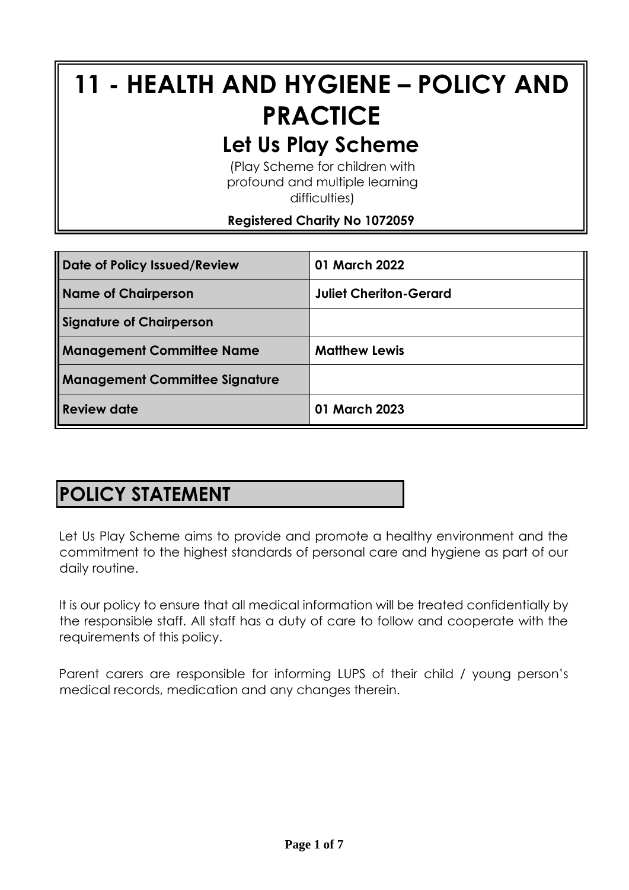# 11 - HEALTH AND HYGIENE – POLICY AND PRACTICE

## Let Us Play Scheme

(Play Scheme for children with profound and multiple learning difficulties)

**Registered Charity No 1072059**

| | |
|---|---|
| **Date of Policy Issued/Review** | **01 March 2022** |
| **Name of Chairperson** | **Juliet Cheriton-Gerard** |
| **Signature of Chairperson** | |
| **Management Committee Name** | **Matthew Lewis** |
| **Management Committee Signature** | |
| **Review date** | **01 March 2023** |

## POLICY STATEMENT

Let Us Play Scheme aims to provide and promote a healthy environment and the commitment to the highest standards of personal care and hygiene as part of our daily routine.

It is our policy to ensure that all medical information will be treated confidentially by the responsible staff. All staff has a duty of care to follow and cooperate with the requirements of this policy.

Parent carers are responsible for informing LUPS of their child / young person's medical records, medication and any changes therein.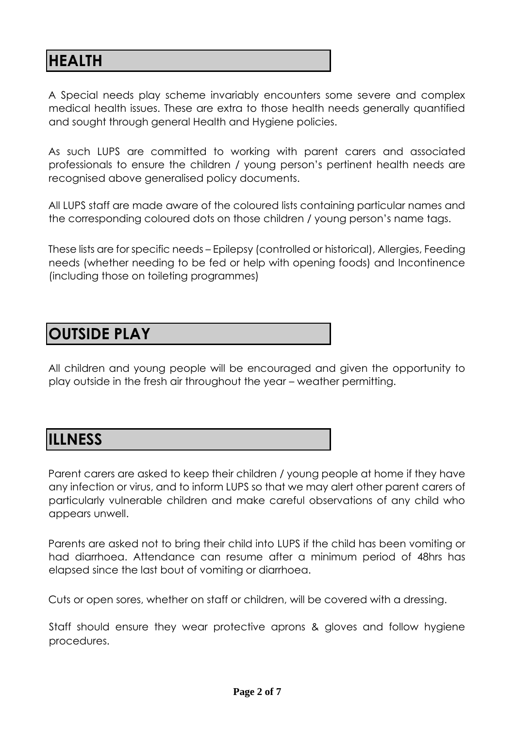## HEALTH

A Special needs play scheme invariably encounters some severe and complex medical health issues. These are extra to those health needs generally quantified and sought through general Health and Hygiene policies.

As such LUPS are committed to working with parent carers and associated professionals to ensure the children / young person's pertinent health needs are recognised above generalised policy documents.

All LUPS staff are made aware of the coloured lists containing particular names and the corresponding coloured dots on those children / young person's name tags.

These lists are for specific needs – Epilepsy (controlled or historical), Allergies, Feeding needs (whether needing to be fed or help with opening foods) and Incontinence (including those on toileting programmes)

## OUTSIDE PLAY

All children and young people will be encouraged and given the opportunity to play outside in the fresh air throughout the year – weather permitting.

## ILLNESS

Parent carers are asked to keep their children / young people at home if they have any infection or virus, and to inform LUPS so that we may alert other parent carers of particularly vulnerable children and make careful observations of any child who appears unwell.

Parents are asked not to bring their child into LUPS if the child has been vomiting or had diarrhoea. Attendance can resume after a minimum period of 48hrs has elapsed since the last bout of vomiting or diarrhoea.

Cuts or open sores, whether on staff or children, will be covered with a dressing.

Staff should ensure they wear protective aprons & gloves and follow hygiene procedures.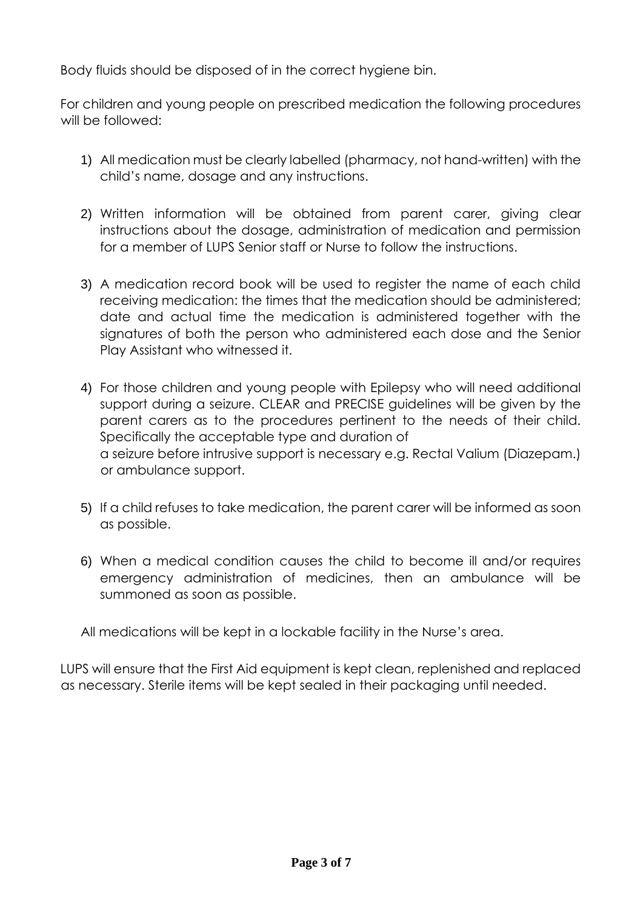Body fluids should be disposed of in the correct hygiene bin.

For children and young people on prescribed medication the following procedures will be followed:

1) All medication must be clearly labelled (pharmacy, not hand-written) with the child's name, dosage and any instructions.

2) Written information will be obtained from parent carer, giving clear instructions about the dosage, administration of medication and permission for a member of LUPS Senior staff or Nurse to follow the instructions.

3) A medication record book will be used to register the name of each child receiving medication: the times that the medication should be administered; date and actual time the medication is administered together with the signatures of both the person who administered each dose and the Senior Play Assistant who witnessed it.

4) For those children and young people with Epilepsy who will need additional support during a seizure. CLEAR and PRECISE guidelines will be given by the parent carers as to the procedures pertinent to the needs of their child. Specifically the acceptable type and duration of a seizure before intrusive support is necessary e.g. Rectal Valium (Diazepam.) or ambulance support.

5) If a child refuses to take medication, the parent carer will be informed as soon as possible.

6) When a medical condition causes the child to become ill and/or requires emergency administration of medicines, then an ambulance will be summoned as soon as possible.

All medications will be kept in a lockable facility in the Nurse's area.

LUPS will ensure that the First Aid equipment is kept clean, replenished and replaced as necessary. Sterile items will be kept sealed in their packaging until needed.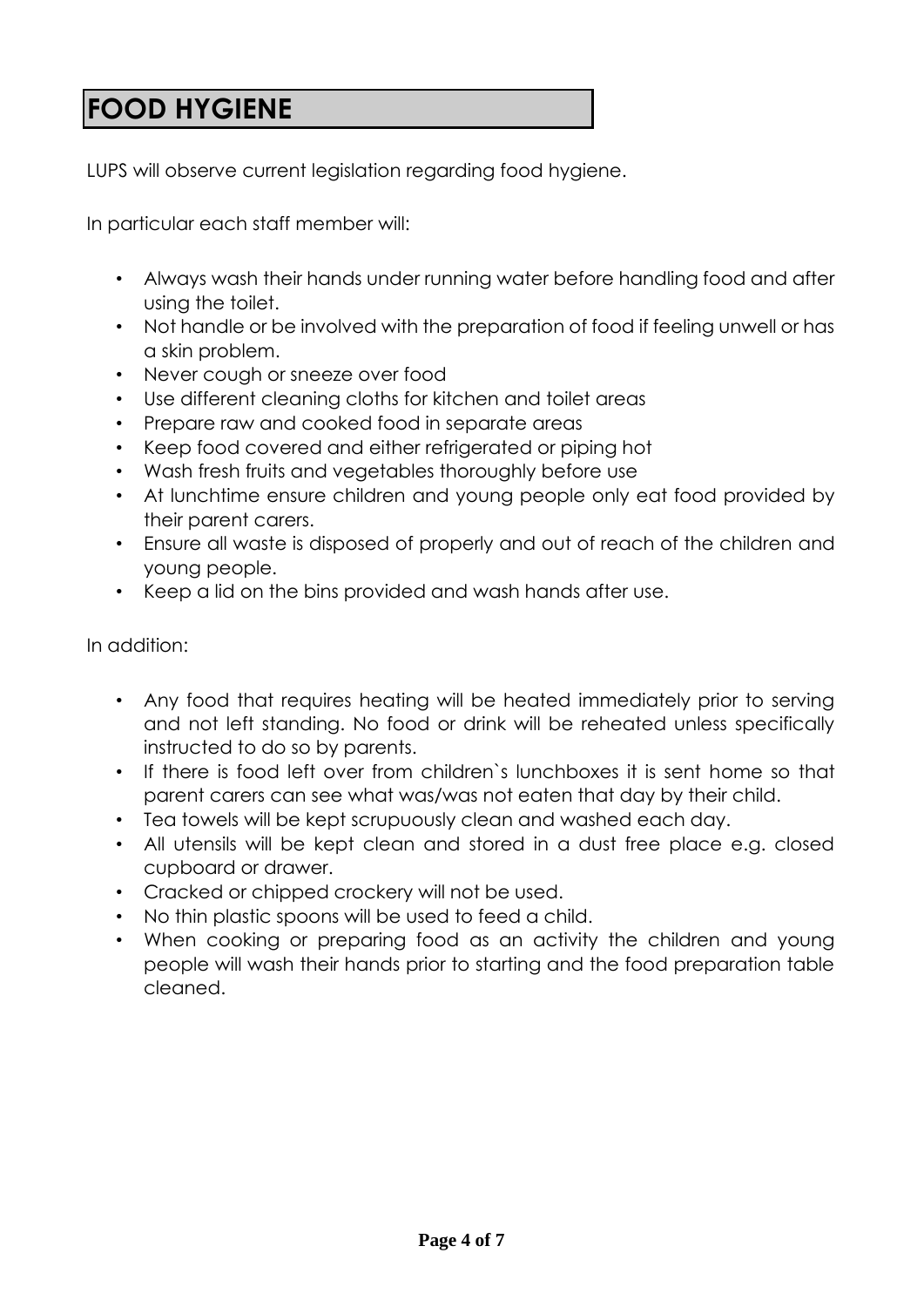# FOOD HYGIENE

LUPS will observe current legislation regarding food hygiene.

In particular each staff member will:

- Always wash their hands under running water before handling food and after using the toilet.
- Not handle or be involved with the preparation of food if feeling unwell or has a skin problem.
- Never cough or sneeze over food
- Use different cleaning cloths for kitchen and toilet areas
- Prepare raw and cooked food in separate areas
- Keep food covered and either refrigerated or piping hot
- Wash fresh fruits and vegetables thoroughly before use
- At lunchtime ensure children and young people only eat food provided by their parent carers.
- Ensure all waste is disposed of properly and out of reach of the children and young people.
- Keep a lid on the bins provided and wash hands after use.

In addition:

- Any food that requires heating will be heated immediately prior to serving and not left standing. No food or drink will be reheated unless specifically instructed to do so by parents.
- If there is food left over from children`s lunchboxes it is sent home so that parent carers can see what was/was not eaten that day by their child.
- Tea towels will be kept scrupuously clean and washed each day.
- All utensils will be kept clean and stored in a dust free place e.g. closed cupboard or drawer.
- Cracked or chipped crockery will not be used.
- No thin plastic spoons will be used to feed a child.
- When cooking or preparing food as an activity the children and young people will wash their hands prior to starting and the food preparation table cleaned.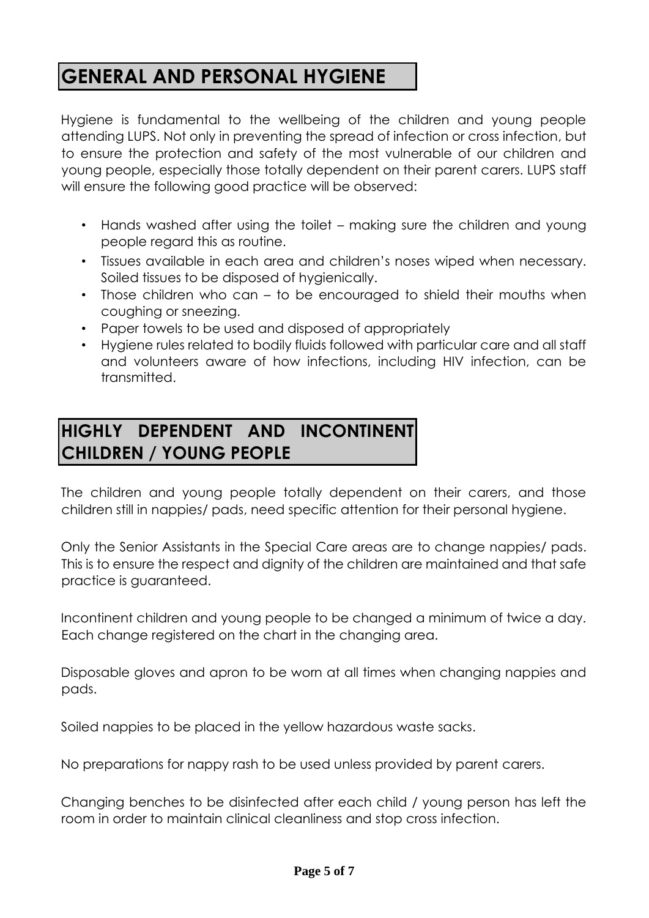## GENERAL AND PERSONAL HYGIENE

Hygiene is fundamental to the wellbeing of the children and young people attending LUPS. Not only in preventing the spread of infection or cross infection, but to ensure the protection and safety of the most vulnerable of our children and young people, especially those totally dependent on their parent carers. LUPS staff will ensure the following good practice will be observed:

- Hands washed after using the toilet – making sure the children and young people regard this as routine.
- Tissues available in each area and children's noses wiped when necessary. Soiled tissues to be disposed of hygienically.
- Those children who can – to be encouraged to shield their mouths when coughing or sneezing.
- Paper towels to be used and disposed of appropriately
- Hygiene rules related to bodily fluids followed with particular care and all staff and volunteers aware of how infections, including HIV infection, can be transmitted.

## HIGHLY DEPENDENT AND INCONTINENT CHILDREN / YOUNG PEOPLE

The children and young people totally dependent on their carers, and those children still in nappies/ pads, need specific attention for their personal hygiene.

Only the Senior Assistants in the Special Care areas are to change nappies/ pads. This is to ensure the respect and dignity of the children are maintained and that safe practice is guaranteed.

Incontinent children and young people to be changed a minimum of twice a day. Each change registered on the chart in the changing area.

Disposable gloves and apron to be worn at all times when changing nappies and pads.

Soiled nappies to be placed in the yellow hazardous waste sacks.

No preparations for nappy rash to be used unless provided by parent carers.

Changing benches to be disinfected after each child / young person has left the room in order to maintain clinical cleanliness and stop cross infection.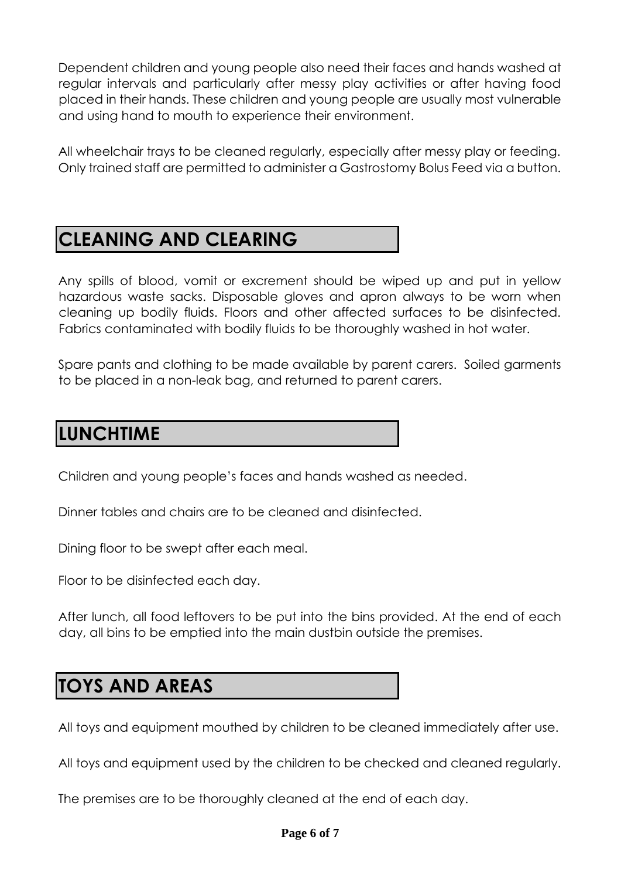Dependent children and young people also need their faces and hands washed at regular intervals and particularly after messy play activities or after having food placed in their hands. These children and young people are usually most vulnerable and using hand to mouth to experience their environment.

All wheelchair trays to be cleaned regularly, especially after messy play or feeding. Only trained staff are permitted to administer a Gastrostomy Bolus Feed via a button.

## CLEANING AND CLEARING

Any spills of blood, vomit or excrement should be wiped up and put in yellow hazardous waste sacks. Disposable gloves and apron always to be worn when cleaning up bodily fluids. Floors and other affected surfaces to be disinfected. Fabrics contaminated with bodily fluids to be thoroughly washed in hot water.

Spare pants and clothing to be made available by parent carers. Soiled garments to be placed in a non-leak bag, and returned to parent carers.

## LUNCHTIME

Children and young people's faces and hands washed as needed.

Dinner tables and chairs are to be cleaned and disinfected.

Dining floor to be swept after each meal.

Floor to be disinfected each day.

After lunch, all food leftovers to be put into the bins provided. At the end of each day, all bins to be emptied into the main dustbin outside the premises.

## TOYS AND AREAS

All toys and equipment mouthed by children to be cleaned immediately after use.

All toys and equipment used by the children to be checked and cleaned regularly.

The premises are to be thoroughly cleaned at the end of each day.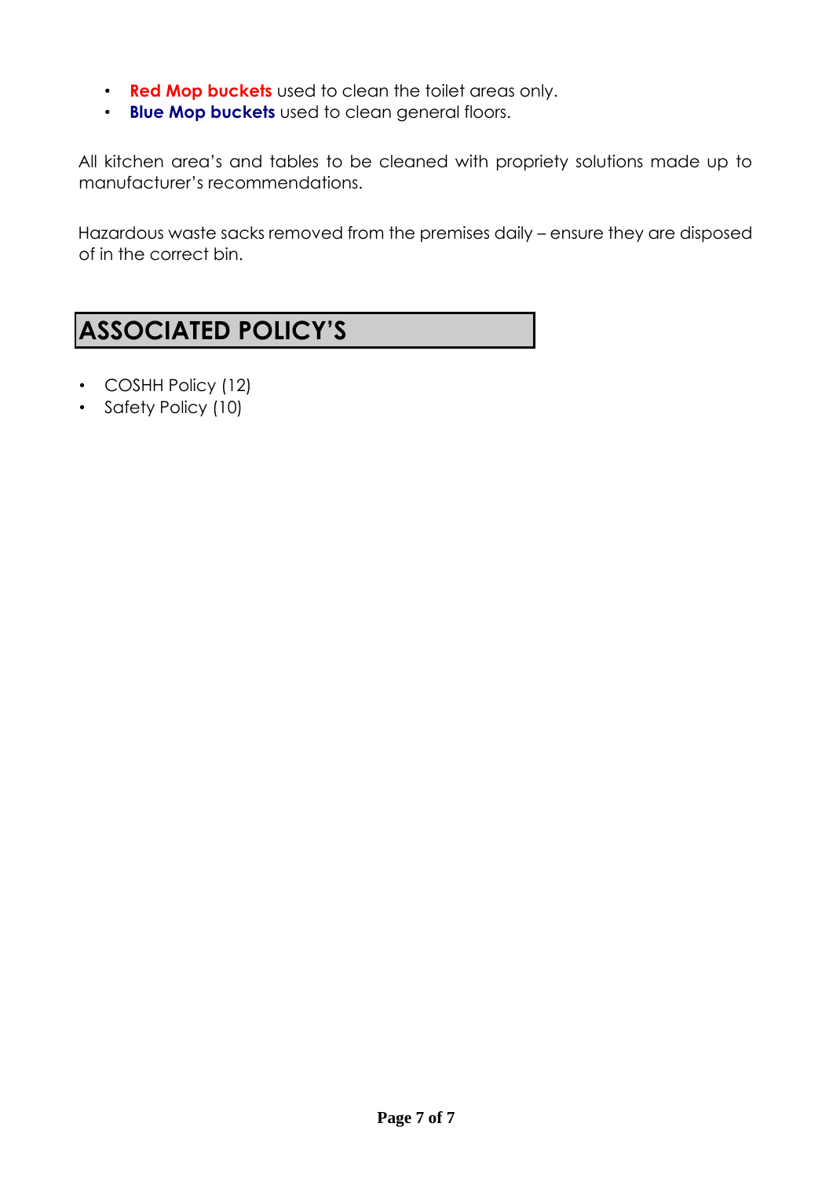- **Red Mop buckets** used to clean the toilet areas only.
- **Blue Mop buckets** used to clean general floors.

All kitchen area's and tables to be cleaned with propriety solutions made up to manufacturer's recommendations.

Hazardous waste sacks removed from the premises daily – ensure they are disposed of in the correct bin.

## ASSOCIATED POLICY'S

- COSHH Policy (12)
- Safety Policy (10)